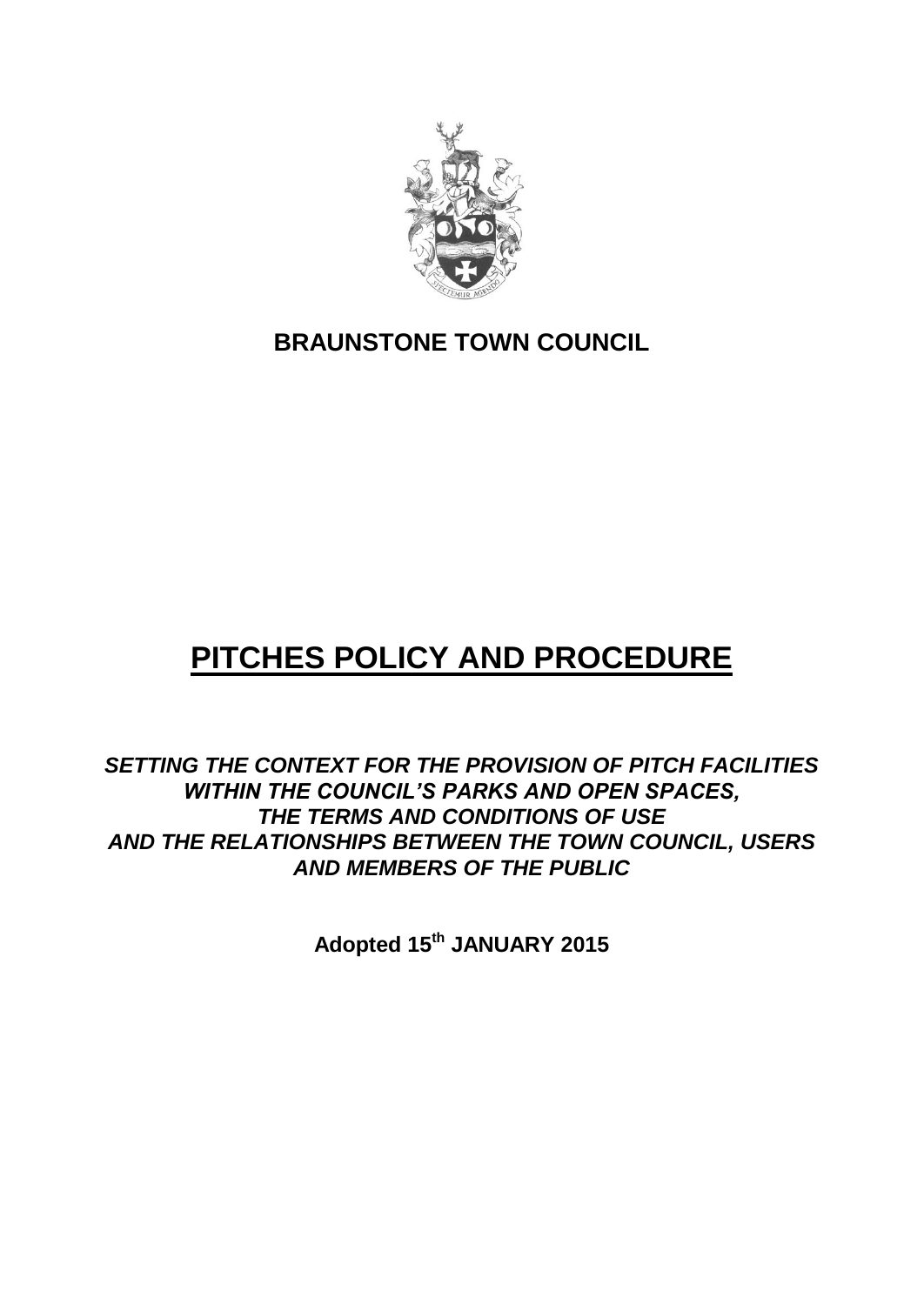**BRAUNSTONE TOWN COUNCIL**

# PITCHES POLICY AND PROCEDURE

***SETTING THE CONTEXT FOR THE PROVISION OF PITCH FACILITIES WITHIN THE COUNCIL'S PARKS AND OPEN SPACES, THE TERMS AND CONDITIONS OF USE AND THE RELATIONSHIPS BETWEEN THE TOWN COUNCIL, USERS AND MEMBERS OF THE PUBLIC***

**Adopted 15th JANUARY 2015**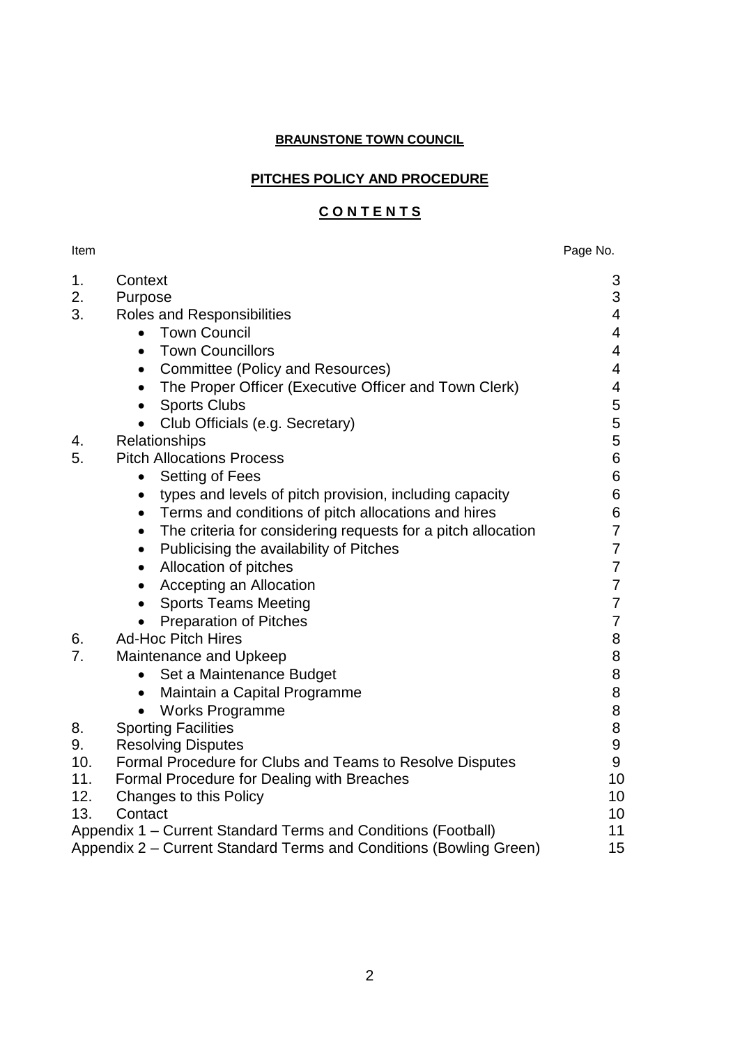**BRAUNSTONE TOWN COUNCIL**

**PITCHES POLICY AND PROCEDURE**

**C O N T E N T S**

| Item | | Page No. |
|---|---|---|
| 1. | Context | 3 |
| 2. | Purpose | 3 |
| 3. | Roles and Responsibilities | 4 |
| | • Town Council | 4 |
| | • Town Councillors | 4 |
| | • Committee (Policy and Resources) | 4 |
| | • The Proper Officer (Executive Officer and Town Clerk) | 4 |
| | • Sports Clubs | 5 |
| | • Club Officials (e.g. Secretary) | 5 |
| 4. | Relationships | 5 |
| 5. | Pitch Allocations Process | 6 |
| | • Setting of Fees | 6 |
| | • types and levels of pitch provision, including capacity | 6 |
| | • Terms and conditions of pitch allocations and hires | 6 |
| | • The criteria for considering requests for a pitch allocation | 7 |
| | • Publicising the availability of Pitches | 7 |
| | • Allocation of pitches | 7 |
| | • Accepting an Allocation | 7 |
| | • Sports Teams Meeting | 7 |
| | • Preparation of Pitches | 7 |
| 6. | Ad-Hoc Pitch Hires | 8 |
| 7. | Maintenance and Upkeep | 8 |
| | • Set a Maintenance Budget | 8 |
| | • Maintain a Capital Programme | 8 |
| | • Works Programme | 8 |
| 8. | Sporting Facilities | 8 |
| 9. | Resolving Disputes | 9 |
| 10. | Formal Procedure for Clubs and Teams to Resolve Disputes | 9 |
| 11. | Formal Procedure for Dealing with Breaches | 10 |
| 12. | Changes to this Policy | 10 |
| 13. | Contact | 10 |
| Appendix 1 – Current Standard Terms and Conditions (Football) | | 11 |
| Appendix 2 – Current Standard Terms and Conditions (Bowling Green) | | 15 |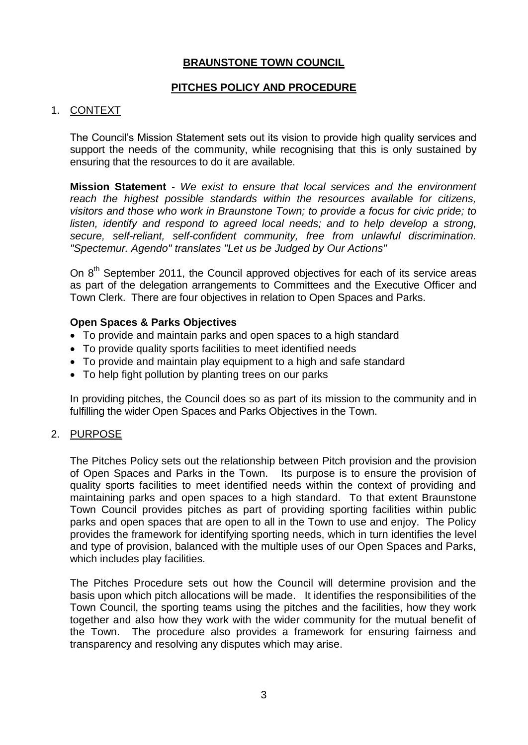# BRAUNSTONE TOWN COUNCIL

## PITCHES POLICY AND PROCEDURE

### 1. CONTEXT

The Council's Mission Statement sets out its vision to provide high quality services and support the needs of the community, while recognising that this is only sustained by ensuring that the resources to do it are available.

**Mission Statement** - *We exist to ensure that local services and the environment reach the highest possible standards within the resources available for citizens, visitors and those who work in Braunstone Town; to provide a focus for civic pride; to listen, identify and respond to agreed local needs; and to help develop a strong, secure, self-reliant, self-confident community, free from unlawful discrimination. "Spectemur. Agendo" translates "Let us be Judged by Our Actions"*

On 8th September 2011, the Council approved objectives for each of its service areas as part of the delegation arrangements to Committees and the Executive Officer and Town Clerk. There are four objectives in relation to Open Spaces and Parks.

**Open Spaces & Parks Objectives**

- To provide and maintain parks and open spaces to a high standard
- To provide quality sports facilities to meet identified needs
- To provide and maintain play equipment to a high and safe standard
- To help fight pollution by planting trees on our parks

In providing pitches, the Council does so as part of its mission to the community and in fulfilling the wider Open Spaces and Parks Objectives in the Town.

### 2. PURPOSE

The Pitches Policy sets out the relationship between Pitch provision and the provision of Open Spaces and Parks in the Town. Its purpose is to ensure the provision of quality sports facilities to meet identified needs within the context of providing and maintaining parks and open spaces to a high standard. To that extent Braunstone Town Council provides pitches as part of providing sporting facilities within public parks and open spaces that are open to all in the Town to use and enjoy. The Policy provides the framework for identifying sporting needs, which in turn identifies the level and type of provision, balanced with the multiple uses of our Open Spaces and Parks, which includes play facilities.

The Pitches Procedure sets out how the Council will determine provision and the basis upon which pitch allocations will be made. It identifies the responsibilities of the Town Council, the sporting teams using the pitches and the facilities, how they work together and also how they work with the wider community for the mutual benefit of the Town. The procedure also provides a framework for ensuring fairness and transparency and resolving any disputes which may arise.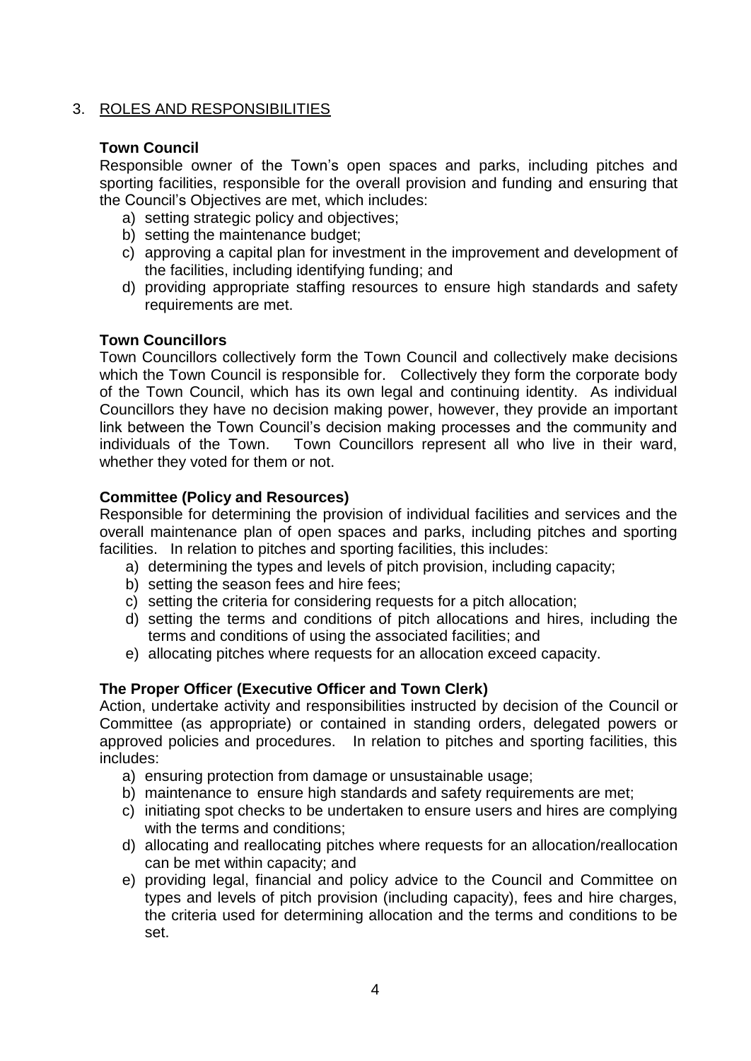## 3. ROLES AND RESPONSIBILITIES

**Town Council**

Responsible owner of the Town's open spaces and parks, including pitches and sporting facilities, responsible for the overall provision and funding and ensuring that the Council's Objectives are met, which includes:

a) setting strategic policy and objectives;
b) setting the maintenance budget;
c) approving a capital plan for investment in the improvement and development of the facilities, including identifying funding; and
d) providing appropriate staffing resources to ensure high standards and safety requirements are met.

**Town Councillors**

Town Councillors collectively form the Town Council and collectively make decisions which the Town Council is responsible for. Collectively they form the corporate body of the Town Council, which has its own legal and continuing identity. As individual Councillors they have no decision making power, however, they provide an important link between the Town Council's decision making processes and the community and individuals of the Town. Town Councillors represent all who live in their ward, whether they voted for them or not.

**Committee (Policy and Resources)**

Responsible for determining the provision of individual facilities and services and the overall maintenance plan of open spaces and parks, including pitches and sporting facilities. In relation to pitches and sporting facilities, this includes:

a) determining the types and levels of pitch provision, including capacity;
b) setting the season fees and hire fees;
c) setting the criteria for considering requests for a pitch allocation;
d) setting the terms and conditions of pitch allocations and hires, including the terms and conditions of using the associated facilities; and
e) allocating pitches where requests for an allocation exceed capacity.

**The Proper Officer (Executive Officer and Town Clerk)**

Action, undertake activity and responsibilities instructed by decision of the Council or Committee (as appropriate) or contained in standing orders, delegated powers or approved policies and procedures. In relation to pitches and sporting facilities, this includes:

a) ensuring protection from damage or unsustainable usage;
b) maintenance to ensure high standards and safety requirements are met;
c) initiating spot checks to be undertaken to ensure users and hires are complying with the terms and conditions;
d) allocating and reallocating pitches where requests for an allocation/reallocation can be met within capacity; and
e) providing legal, financial and policy advice to the Council and Committee on types and levels of pitch provision (including capacity), fees and hire charges, the criteria used for determining allocation and the terms and conditions to be set.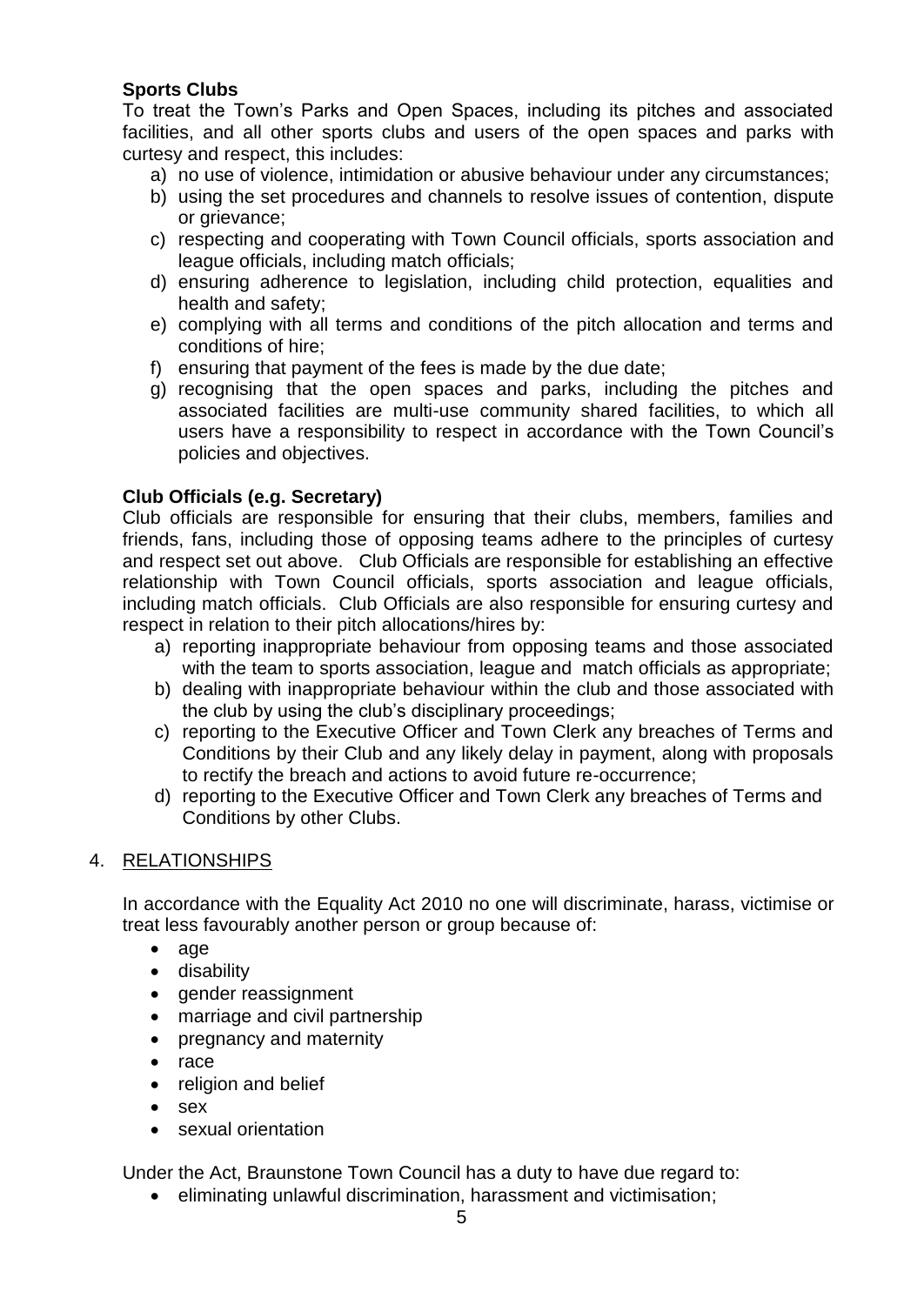**Sports Clubs**

To treat the Town's Parks and Open Spaces, including its pitches and associated facilities, and all other sports clubs and users of the open spaces and parks with curtesy and respect, this includes:

a) no use of violence, intimidation or abusive behaviour under any circumstances;
b) using the set procedures and channels to resolve issues of contention, dispute or grievance;
c) respecting and cooperating with Town Council officials, sports association and league officials, including match officials;
d) ensuring adherence to legislation, including child protection, equalities and health and safety;
e) complying with all terms and conditions of the pitch allocation and terms and conditions of hire;
f) ensuring that payment of the fees is made by the due date;
g) recognising that the open spaces and parks, including the pitches and associated facilities are multi-use community shared facilities, to which all users have a responsibility to respect in accordance with the Town Council's policies and objectives.

**Club Officials (e.g. Secretary)**

Club officials are responsible for ensuring that their clubs, members, families and friends, fans, including those of opposing teams adhere to the principles of curtesy and respect set out above. Club Officials are responsible for establishing an effective relationship with Town Council officials, sports association and league officials, including match officials. Club Officials are also responsible for ensuring curtesy and respect in relation to their pitch allocations/hires by:

a) reporting inappropriate behaviour from opposing teams and those associated with the team to sports association, league and match officials as appropriate;
b) dealing with inappropriate behaviour within the club and those associated with the club by using the club's disciplinary proceedings;
c) reporting to the Executive Officer and Town Clerk any breaches of Terms and Conditions by their Club and any likely delay in payment, along with proposals to rectify the breach and actions to avoid future re-occurrence;
d) reporting to the Executive Officer and Town Clerk any breaches of Terms and Conditions by other Clubs.

## 4. RELATIONSHIPS

In accordance with the Equality Act 2010 no one will discriminate, harass, victimise or treat less favourably another person or group because of:

- age
- disability
- gender reassignment
- marriage and civil partnership
- pregnancy and maternity
- race
- religion and belief
- sex
- sexual orientation

Under the Act, Braunstone Town Council has a duty to have due regard to:

- eliminating unlawful discrimination, harassment and victimisation;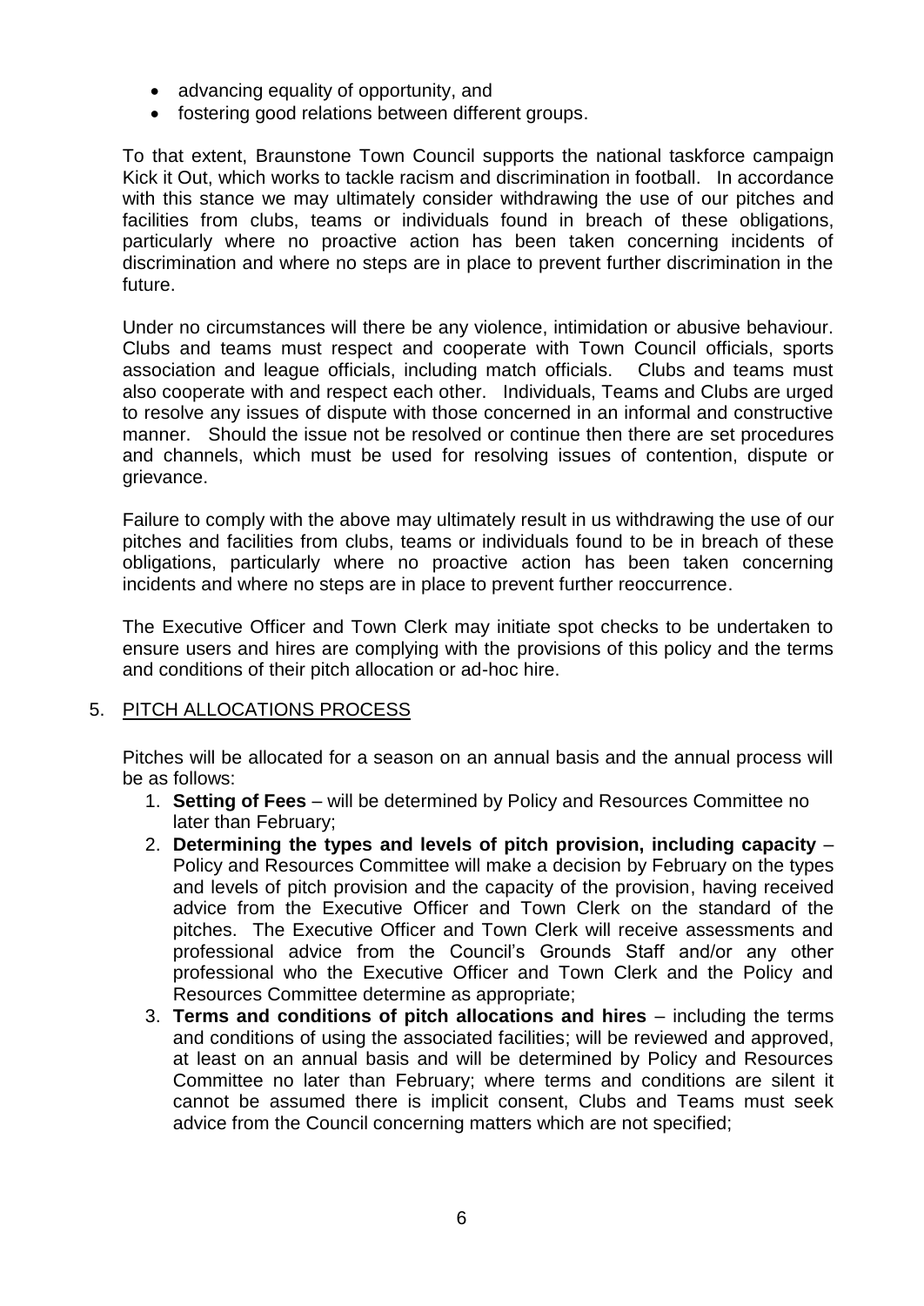- advancing equality of opportunity, and
- fostering good relations between different groups.

To that extent, Braunstone Town Council supports the national taskforce campaign Kick it Out, which works to tackle racism and discrimination in football. In accordance with this stance we may ultimately consider withdrawing the use of our pitches and facilities from clubs, teams or individuals found in breach of these obligations, particularly where no proactive action has been taken concerning incidents of discrimination and where no steps are in place to prevent further discrimination in the future.

Under no circumstances will there be any violence, intimidation or abusive behaviour. Clubs and teams must respect and cooperate with Town Council officials, sports association and league officials, including match officials. Clubs and teams must also cooperate with and respect each other. Individuals, Teams and Clubs are urged to resolve any issues of dispute with those concerned in an informal and constructive manner. Should the issue not be resolved or continue then there are set procedures and channels, which must be used for resolving issues of contention, dispute or grievance.

Failure to comply with the above may ultimately result in us withdrawing the use of our pitches and facilities from clubs, teams or individuals found to be in breach of these obligations, particularly where no proactive action has been taken concerning incidents and where no steps are in place to prevent further reoccurrence.

The Executive Officer and Town Clerk may initiate spot checks to be undertaken to ensure users and hires are complying with the provisions of this policy and the terms and conditions of their pitch allocation or ad-hoc hire.

## 5. PITCH ALLOCATIONS PROCESS

Pitches will be allocated for a season on an annual basis and the annual process will be as follows:

1. **Setting of Fees** – will be determined by Policy and Resources Committee no later than February;
2. **Determining the types and levels of pitch provision, including capacity** – Policy and Resources Committee will make a decision by February on the types and levels of pitch provision and the capacity of the provision, having received advice from the Executive Officer and Town Clerk on the standard of the pitches. The Executive Officer and Town Clerk will receive assessments and professional advice from the Council's Grounds Staff and/or any other professional who the Executive Officer and Town Clerk and the Policy and Resources Committee determine as appropriate;
3. **Terms and conditions of pitch allocations and hires** – including the terms and conditions of using the associated facilities; will be reviewed and approved, at least on an annual basis and will be determined by Policy and Resources Committee no later than February; where terms and conditions are silent it cannot be assumed there is implicit consent, Clubs and Teams must seek advice from the Council concerning matters which are not specified;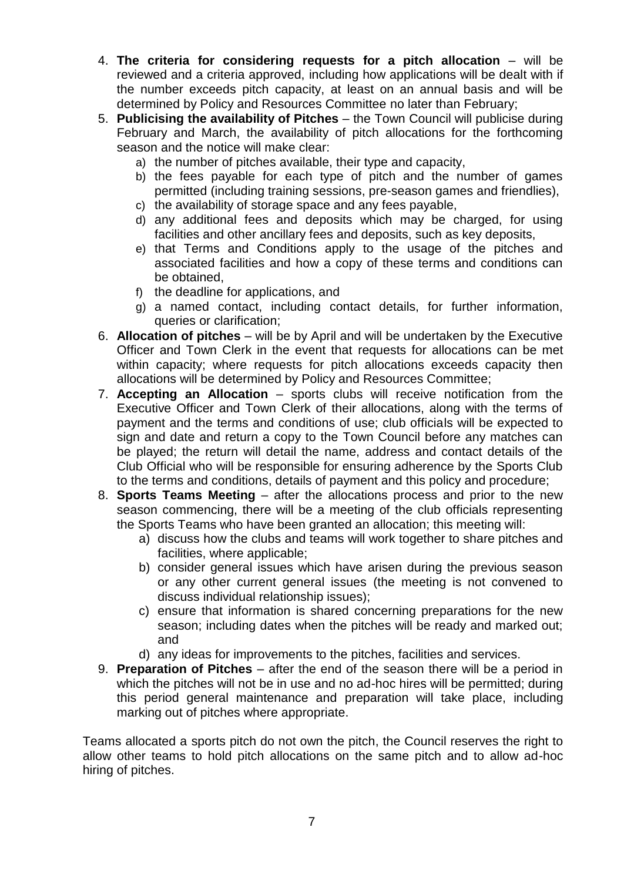4. **The criteria for considering requests for a pitch allocation** – will be reviewed and a criteria approved, including how applications will be dealt with if the number exceeds pitch capacity, at least on an annual basis and will be determined by Policy and Resources Committee no later than February;
5. **Publicising the availability of Pitches** – the Town Council will publicise during February and March, the availability of pitch allocations for the forthcoming season and the notice will make clear:
    a) the number of pitches available, their type and capacity,
    b) the fees payable for each type of pitch and the number of games permitted (including training sessions, pre-season games and friendlies),
    c) the availability of storage space and any fees payable,
    d) any additional fees and deposits which may be charged, for using facilities and other ancillary fees and deposits, such as key deposits,
    e) that Terms and Conditions apply to the usage of the pitches and associated facilities and how a copy of these terms and conditions can be obtained,
    f) the deadline for applications, and
    g) a named contact, including contact details, for further information, queries or clarification;
6. **Allocation of pitches** – will be by April and will be undertaken by the Executive Officer and Town Clerk in the event that requests for allocations can be met within capacity; where requests for pitch allocations exceeds capacity then allocations will be determined by Policy and Resources Committee;
7. **Accepting an Allocation** – sports clubs will receive notification from the Executive Officer and Town Clerk of their allocations, along with the terms of payment and the terms and conditions of use; club officials will be expected to sign and date and return a copy to the Town Council before any matches can be played; the return will detail the name, address and contact details of the Club Official who will be responsible for ensuring adherence by the Sports Club to the terms and conditions, details of payment and this policy and procedure;
8. **Sports Teams Meeting** – after the allocations process and prior to the new season commencing, there will be a meeting of the club officials representing the Sports Teams who have been granted an allocation; this meeting will:
    a) discuss how the clubs and teams will work together to share pitches and facilities, where applicable;
    b) consider general issues which have arisen during the previous season or any other current general issues (the meeting is not convened to discuss individual relationship issues);
    c) ensure that information is shared concerning preparations for the new season; including dates when the pitches will be ready and marked out; and
    d) any ideas for improvements to the pitches, facilities and services.
9. **Preparation of Pitches** – after the end of the season there will be a period in which the pitches will not be in use and no ad-hoc hires will be permitted; during this period general maintenance and preparation will take place, including marking out of pitches where appropriate.

Teams allocated a sports pitch do not own the pitch, the Council reserves the right to allow other teams to hold pitch allocations on the same pitch and to allow ad-hoc hiring of pitches.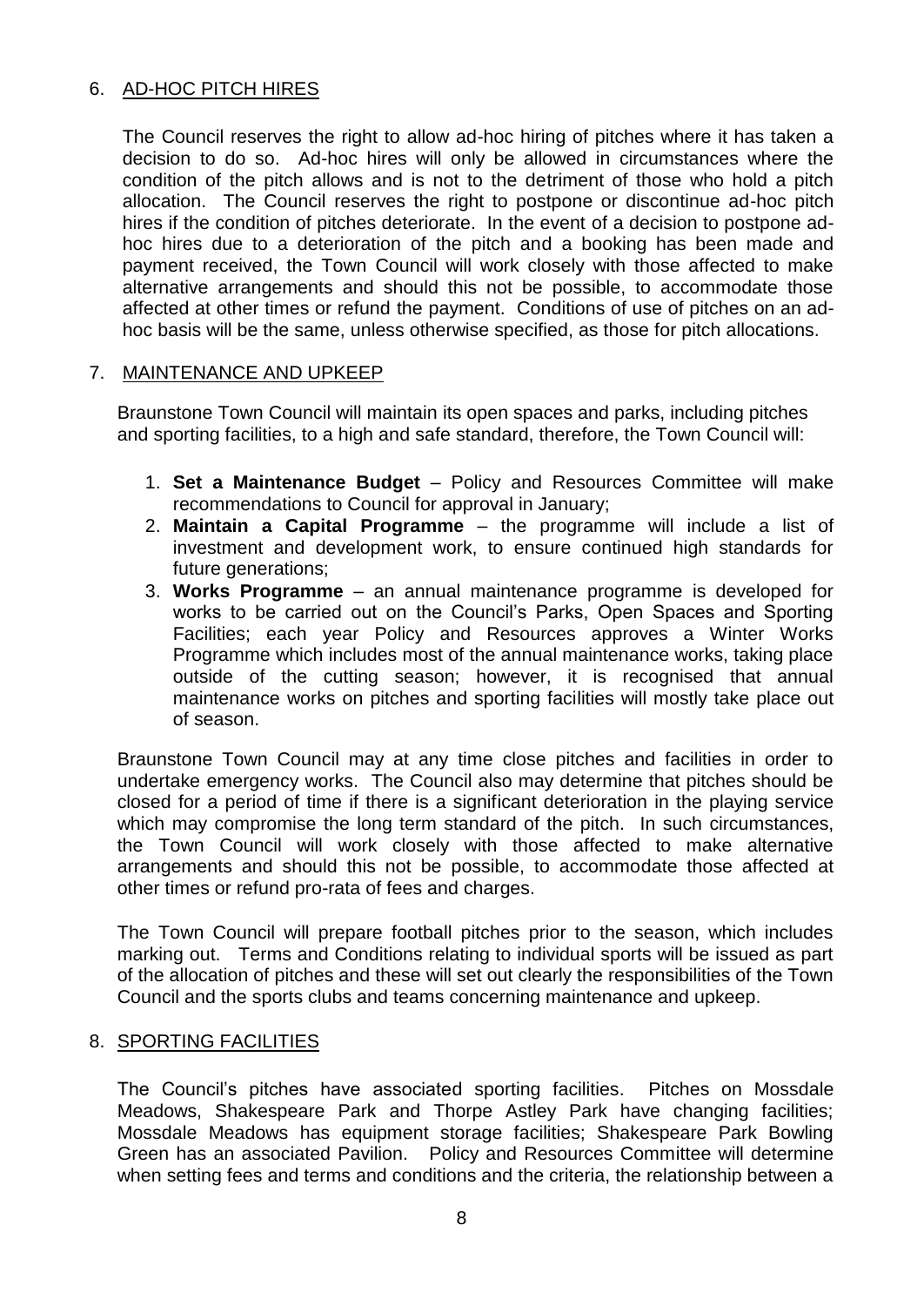## 6. AD-HOC PITCH HIRES

The Council reserves the right to allow ad-hoc hiring of pitches where it has taken a decision to do so. Ad-hoc hires will only be allowed in circumstances where the condition of the pitch allows and is not to the detriment of those who hold a pitch allocation. The Council reserves the right to postpone or discontinue ad-hoc pitch hires if the condition of pitches deteriorate. In the event of a decision to postpone ad-hoc hires due to a deterioration of the pitch and a booking has been made and payment received, the Town Council will work closely with those affected to make alternative arrangements and should this not be possible, to accommodate those affected at other times or refund the payment. Conditions of use of pitches on an ad-hoc basis will be the same, unless otherwise specified, as those for pitch allocations.

## 7. MAINTENANCE AND UPKEEP

Braunstone Town Council will maintain its open spaces and parks, including pitches and sporting facilities, to a high and safe standard, therefore, the Town Council will:

1. **Set a Maintenance Budget** – Policy and Resources Committee will make recommendations to Council for approval in January;
2. **Maintain a Capital Programme** – the programme will include a list of investment and development work, to ensure continued high standards for future generations;
3. **Works Programme** – an annual maintenance programme is developed for works to be carried out on the Council's Parks, Open Spaces and Sporting Facilities; each year Policy and Resources approves a Winter Works Programme which includes most of the annual maintenance works, taking place outside of the cutting season; however, it is recognised that annual maintenance works on pitches and sporting facilities will mostly take place out of season.

Braunstone Town Council may at any time close pitches and facilities in order to undertake emergency works. The Council also may determine that pitches should be closed for a period of time if there is a significant deterioration in the playing service which may compromise the long term standard of the pitch. In such circumstances, the Town Council will work closely with those affected to make alternative arrangements and should this not be possible, to accommodate those affected at other times or refund pro-rata of fees and charges.

The Town Council will prepare football pitches prior to the season, which includes marking out. Terms and Conditions relating to individual sports will be issued as part of the allocation of pitches and these will set out clearly the responsibilities of the Town Council and the sports clubs and teams concerning maintenance and upkeep.

## 8. SPORTING FACILITIES

The Council's pitches have associated sporting facilities. Pitches on Mossdale Meadows, Shakespeare Park and Thorpe Astley Park have changing facilities; Mossdale Meadows has equipment storage facilities; Shakespeare Park Bowling Green has an associated Pavilion. Policy and Resources Committee will determine when setting fees and terms and conditions and the criteria, the relationship between a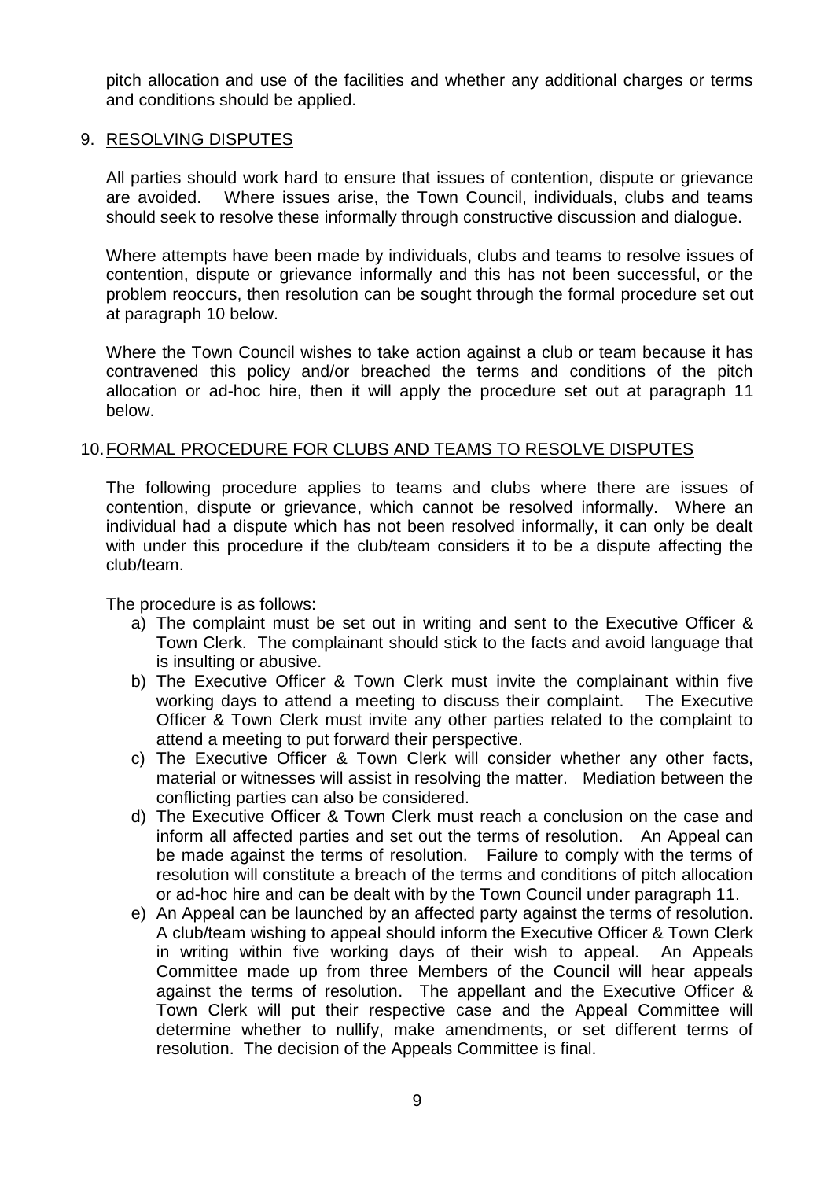pitch allocation and use of the facilities and whether any additional charges or terms and conditions should be applied.

## 9. RESOLVING DISPUTES

All parties should work hard to ensure that issues of contention, dispute or grievance are avoided. Where issues arise, the Town Council, individuals, clubs and teams should seek to resolve these informally through constructive discussion and dialogue.

Where attempts have been made by individuals, clubs and teams to resolve issues of contention, dispute or grievance informally and this has not been successful, or the problem reoccurs, then resolution can be sought through the formal procedure set out at paragraph 10 below.

Where the Town Council wishes to take action against a club or team because it has contravened this policy and/or breached the terms and conditions of the pitch allocation or ad-hoc hire, then it will apply the procedure set out at paragraph 11 below.

## 10. FORMAL PROCEDURE FOR CLUBS AND TEAMS TO RESOLVE DISPUTES

The following procedure applies to teams and clubs where there are issues of contention, dispute or grievance, which cannot be resolved informally. Where an individual had a dispute which has not been resolved informally, it can only be dealt with under this procedure if the club/team considers it to be a dispute affecting the club/team.

The procedure is as follows:

a) The complaint must be set out in writing and sent to the Executive Officer & Town Clerk. The complainant should stick to the facts and avoid language that is insulting or abusive.
b) The Executive Officer & Town Clerk must invite the complainant within five working days to attend a meeting to discuss their complaint. The Executive Officer & Town Clerk must invite any other parties related to the complaint to attend a meeting to put forward their perspective.
c) The Executive Officer & Town Clerk will consider whether any other facts, material or witnesses will assist in resolving the matter. Mediation between the conflicting parties can also be considered.
d) The Executive Officer & Town Clerk must reach a conclusion on the case and inform all affected parties and set out the terms of resolution. An Appeal can be made against the terms of resolution. Failure to comply with the terms of resolution will constitute a breach of the terms and conditions of pitch allocation or ad-hoc hire and can be dealt with by the Town Council under paragraph 11.
e) An Appeal can be launched by an affected party against the terms of resolution. A club/team wishing to appeal should inform the Executive Officer & Town Clerk in writing within five working days of their wish to appeal. An Appeals Committee made up from three Members of the Council will hear appeals against the terms of resolution. The appellant and the Executive Officer & Town Clerk will put their respective case and the Appeal Committee will determine whether to nullify, make amendments, or set different terms of resolution. The decision of the Appeals Committee is final.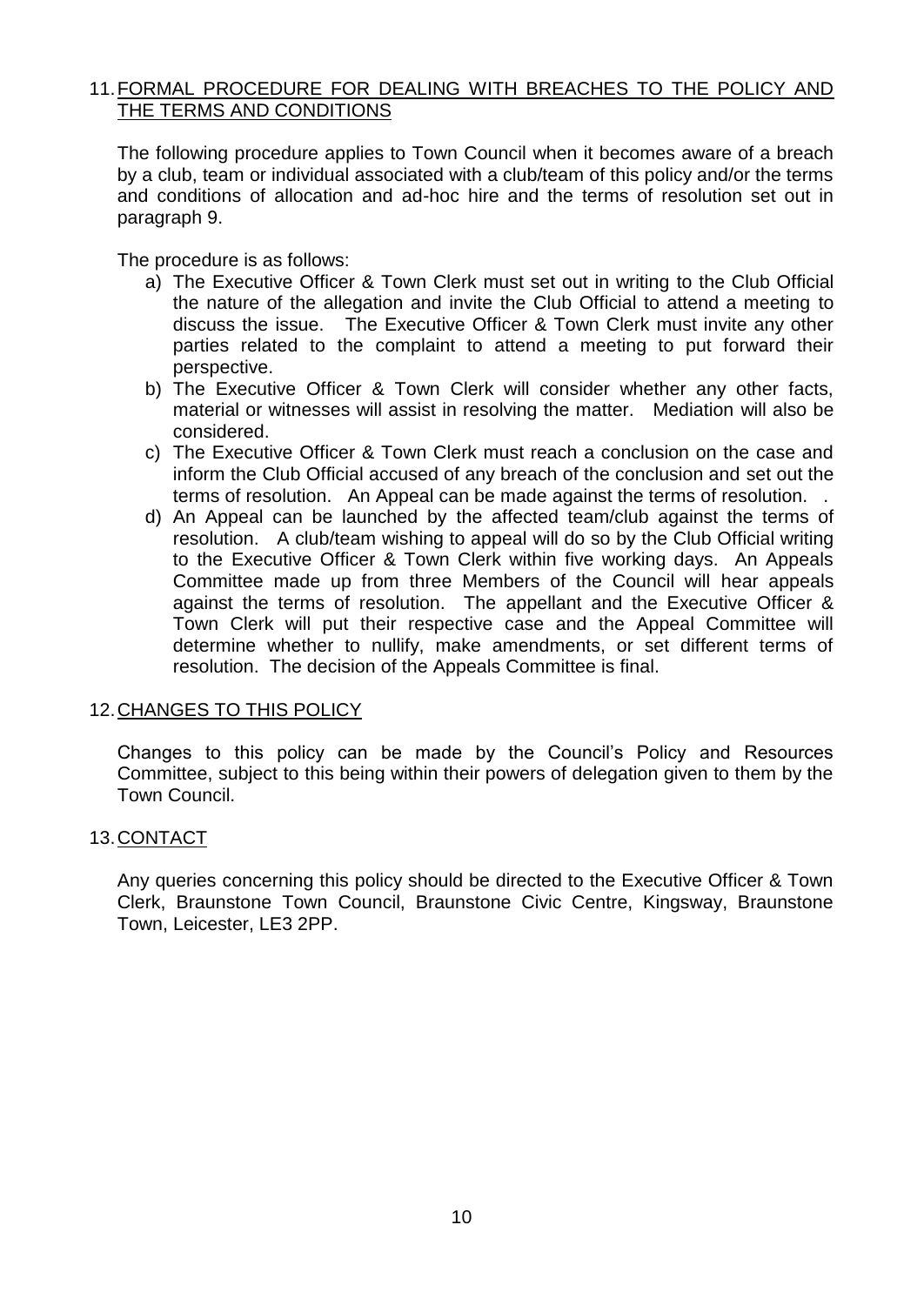## 11. FORMAL PROCEDURE FOR DEALING WITH BREACHES TO THE POLICY AND THE TERMS AND CONDITIONS

The following procedure applies to Town Council when it becomes aware of a breach by a club, team or individual associated with a club/team of this policy and/or the terms and conditions of allocation and ad-hoc hire and the terms of resolution set out in paragraph 9.

The procedure is as follows:

a) The Executive Officer & Town Clerk must set out in writing to the Club Official the nature of the allegation and invite the Club Official to attend a meeting to discuss the issue. The Executive Officer & Town Clerk must invite any other parties related to the complaint to attend a meeting to put forward their perspective.
b) The Executive Officer & Town Clerk will consider whether any other facts, material or witnesses will assist in resolving the matter. Mediation will also be considered.
c) The Executive Officer & Town Clerk must reach a conclusion on the case and inform the Club Official accused of any breach of the conclusion and set out the terms of resolution. An Appeal can be made against the terms of resolution. .
d) An Appeal can be launched by the affected team/club against the terms of resolution. A club/team wishing to appeal will do so by the Club Official writing to the Executive Officer & Town Clerk within five working days. An Appeals Committee made up from three Members of the Council will hear appeals against the terms of resolution. The appellant and the Executive Officer & Town Clerk will put their respective case and the Appeal Committee will determine whether to nullify, make amendments, or set different terms of resolution. The decision of the Appeals Committee is final.

## 12. CHANGES TO THIS POLICY

Changes to this policy can be made by the Council's Policy and Resources Committee, subject to this being within their powers of delegation given to them by the Town Council.

## 13. CONTACT

Any queries concerning this policy should be directed to the Executive Officer & Town Clerk, Braunstone Town Council, Braunstone Civic Centre, Kingsway, Braunstone Town, Leicester, LE3 2PP.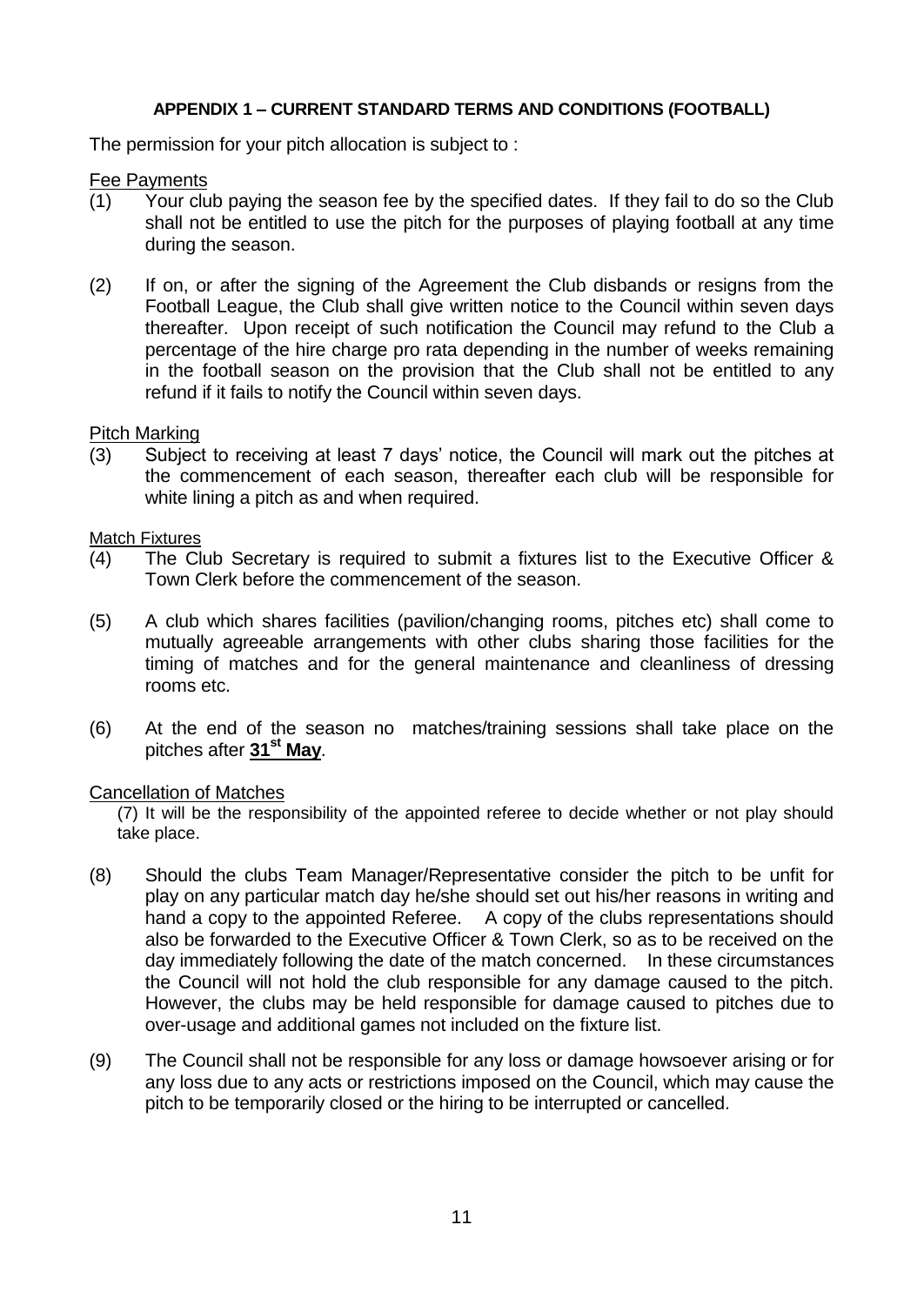**APPENDIX 1 – CURRENT STANDARD TERMS AND CONDITIONS (FOOTBALL)**

The permission for your pitch allocation is subject to :

Fee Payments

(1) Your club paying the season fee by the specified dates. If they fail to do so the Club shall not be entitled to use the pitch for the purposes of playing football at any time during the season.

(2) If on, or after the signing of the Agreement the Club disbands or resigns from the Football League, the Club shall give written notice to the Council within seven days thereafter. Upon receipt of such notification the Council may refund to the Club a percentage of the hire charge pro rata depending in the number of weeks remaining in the football season on the provision that the Club shall not be entitled to any refund if it fails to notify the Council within seven days.

Pitch Marking

(3) Subject to receiving at least 7 days' notice, the Council will mark out the pitches at the commencement of each season, thereafter each club will be responsible for white lining a pitch as and when required.

Match Fixtures

(4) The Club Secretary is required to submit a fixtures list to the Executive Officer & Town Clerk before the commencement of the season.

(5) A club which shares facilities (pavilion/changing rooms, pitches etc) shall come to mutually agreeable arrangements with other clubs sharing those facilities for the timing of matches and for the general maintenance and cleanliness of dressing rooms etc.

(6) At the end of the season no matches/training sessions shall take place on the pitches after **31st May**.

Cancellation of Matches

(7) It will be the responsibility of the appointed referee to decide whether or not play should take place.

(8) Should the clubs Team Manager/Representative consider the pitch to be unfit for play on any particular match day he/she should set out his/her reasons in writing and hand a copy to the appointed Referee. A copy of the clubs representations should also be forwarded to the Executive Officer & Town Clerk, so as to be received on the day immediately following the date of the match concerned. In these circumstances the Council will not hold the club responsible for any damage caused to the pitch. However, the clubs may be held responsible for damage caused to pitches due to over-usage and additional games not included on the fixture list.

(9) The Council shall not be responsible for any loss or damage howsoever arising or for any loss due to any acts or restrictions imposed on the Council, which may cause the pitch to be temporarily closed or the hiring to be interrupted or cancelled.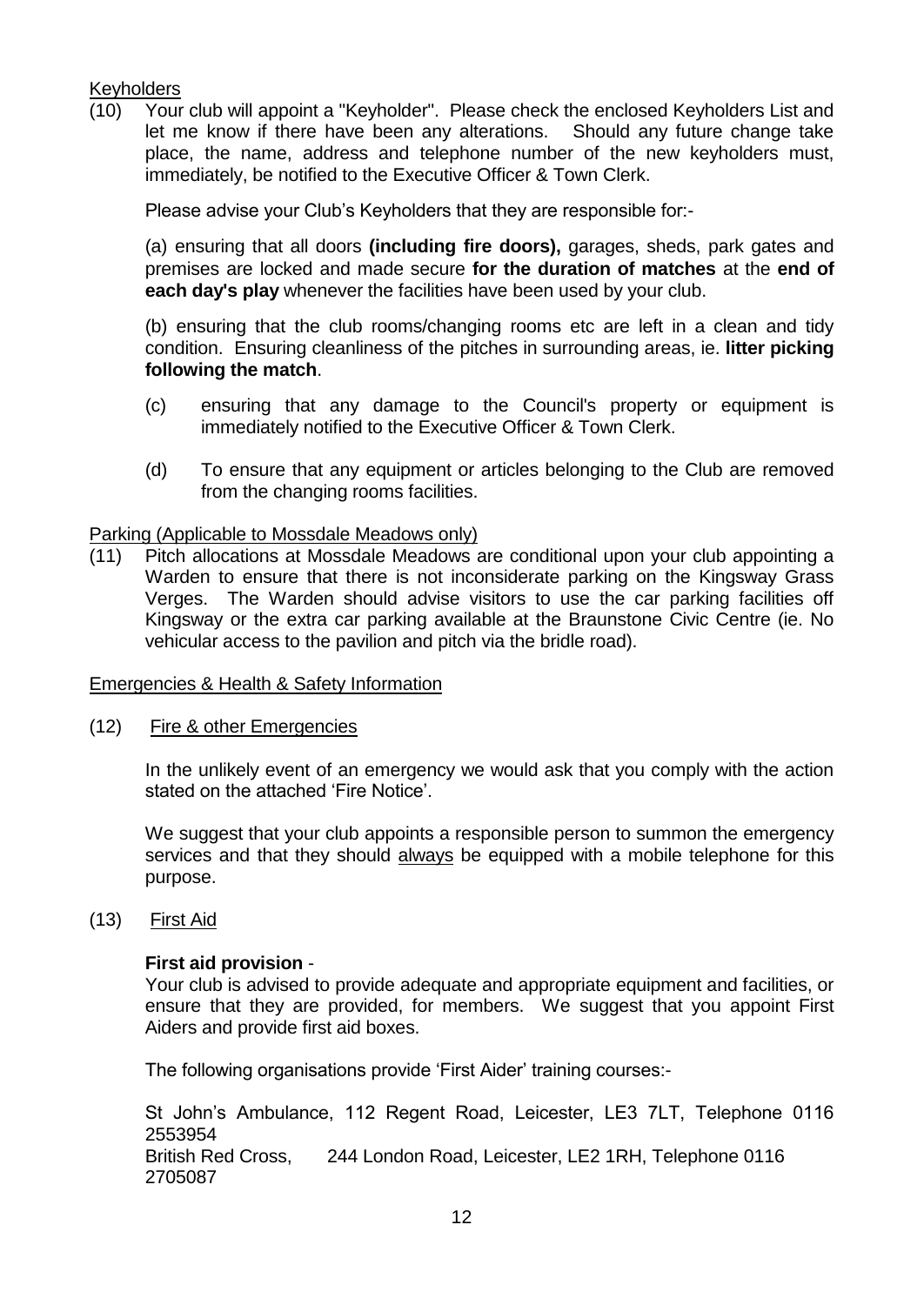Keyholders

(10) Your club will appoint a "Keyholder". Please check the enclosed Keyholders List and let me know if there have been any alterations. Should any future change take place, the name, address and telephone number of the new keyholders must, immediately, be notified to the Executive Officer & Town Clerk.

Please advise your Club's Keyholders that they are responsible for:-

(a) ensuring that all doors **(including fire doors),** garages, sheds, park gates and premises are locked and made secure **for the duration of matches** at the **end of each day's play** whenever the facilities have been used by your club.

(b) ensuring that the club rooms/changing rooms etc are left in a clean and tidy condition. Ensuring cleanliness of the pitches in surrounding areas, ie. **litter picking following the match**.

(c) ensuring that any damage to the Council's property or equipment is immediately notified to the Executive Officer & Town Clerk.

(d) To ensure that any equipment or articles belonging to the Club are removed from the changing rooms facilities.

Parking (Applicable to Mossdale Meadows only)

(11) Pitch allocations at Mossdale Meadows are conditional upon your club appointing a Warden to ensure that there is not inconsiderate parking on the Kingsway Grass Verges. The Warden should advise visitors to use the car parking facilities off Kingsway or the extra car parking available at the Braunstone Civic Centre (ie. No vehicular access to the pavilion and pitch via the bridle road).

Emergencies & Health & Safety Information

(12) Fire & other Emergencies

In the unlikely event of an emergency we would ask that you comply with the action stated on the attached 'Fire Notice'.

We suggest that your club appoints a responsible person to summon the emergency services and that they should always be equipped with a mobile telephone for this purpose.

(13) First Aid

**First aid provision** -
Your club is advised to provide adequate and appropriate equipment and facilities, or ensure that they are provided, for members. We suggest that you appoint First Aiders and provide first aid boxes.

The following organisations provide 'First Aider' training courses:-

St John's Ambulance, 112 Regent Road, Leicester, LE3 7LT, Telephone 0116 2553954
British Red Cross, 244 London Road, Leicester, LE2 1RH, Telephone 0116 2705087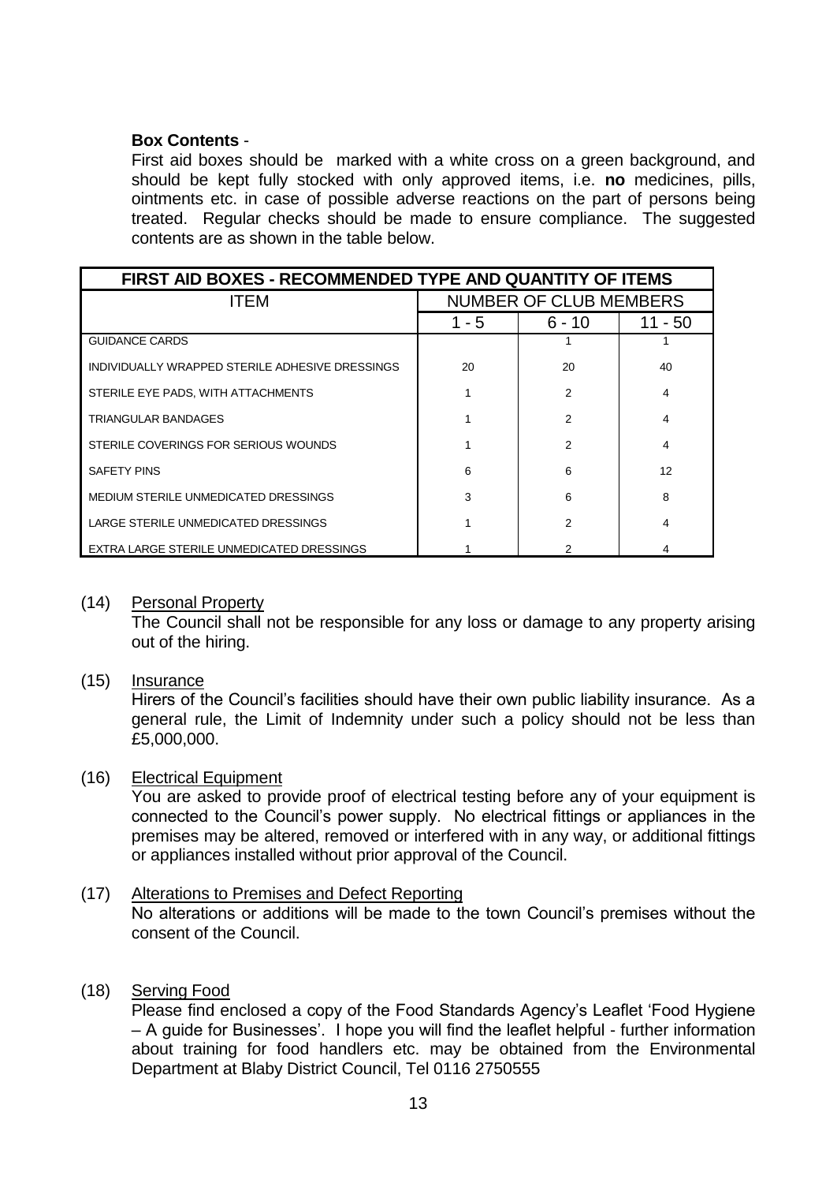**Box Contents** -
First aid boxes should be marked with a white cross on a green background, and should be kept fully stocked with only approved items, i.e. **no** medicines, pills, ointments etc. in case of possible adverse reactions on the part of persons being treated. Regular checks should be made to ensure compliance. The suggested contents are as shown in the table below.

| FIRST AID BOXES - RECOMMENDED TYPE AND QUANTITY OF ITEMS | | | |
|---|---|---|---|
| ITEM | NUMBER OF CLUB MEMBERS | | |
| | 1 - 5 | 6 - 10 | 11 - 50 |
| GUIDANCE CARDS | | 1 | 1 |
| INDIVIDUALLY WRAPPED STERILE ADHESIVE DRESSINGS | 20 | 20 | 40 |
| STERILE EYE PADS, WITH ATTACHMENTS | 1 | 2 | 4 |
| TRIANGULAR BANDAGES | 1 | 2 | 4 |
| STERILE COVERINGS FOR SERIOUS WOUNDS | 1 | 2 | 4 |
| SAFETY PINS | 6 | 6 | 12 |
| MEDIUM STERILE UNMEDICATED DRESSINGS | 3 | 6 | 8 |
| LARGE STERILE UNMEDICATED DRESSINGS | 1 | 2 | 4 |
| EXTRA LARGE STERILE UNMEDICATED DRESSINGS | 1 | 2 | 4 |

(14) Personal Property
The Council shall not be responsible for any loss or damage to any property arising out of the hiring.

(15) Insurance
Hirers of the Council's facilities should have their own public liability insurance. As a general rule, the Limit of Indemnity under such a policy should not be less than £5,000,000.

(16) Electrical Equipment
You are asked to provide proof of electrical testing before any of your equipment is connected to the Council's power supply. No electrical fittings or appliances in the premises may be altered, removed or interfered with in any way, or additional fittings or appliances installed without prior approval of the Council.

(17) Alterations to Premises and Defect Reporting
No alterations or additions will be made to the town Council's premises without the consent of the Council.

(18) Serving Food
Please find enclosed a copy of the Food Standards Agency's Leaflet 'Food Hygiene – A guide for Businesses'. I hope you will find the leaflet helpful - further information about training for food handlers etc. may be obtained from the Environmental Department at Blaby District Council, Tel 0116 2750555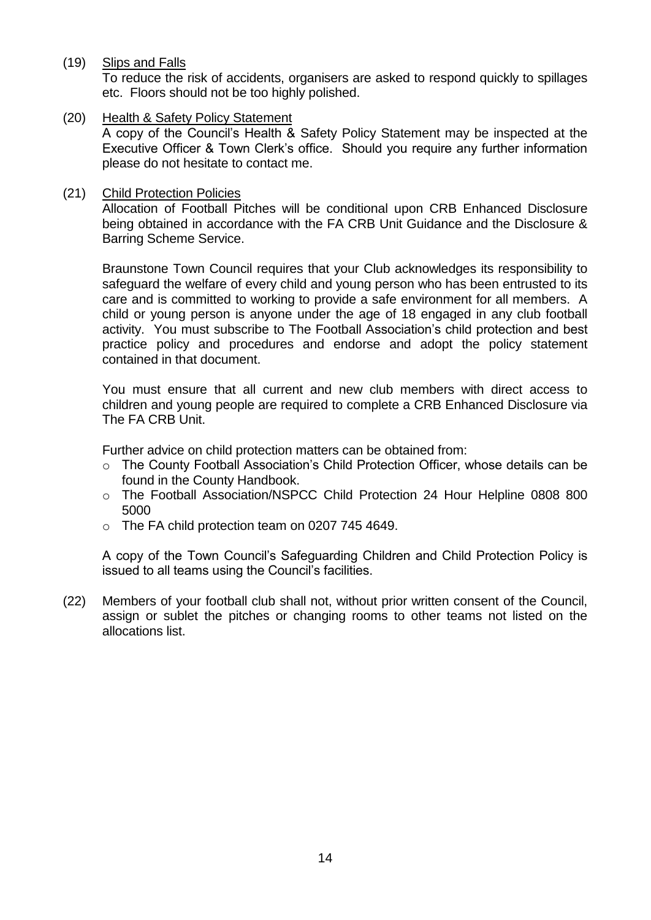(19) Slips and Falls

To reduce the risk of accidents, organisers are asked to respond quickly to spillages etc. Floors should not be too highly polished.

(20) Health & Safety Policy Statement

A copy of the Council's Health & Safety Policy Statement may be inspected at the Executive Officer & Town Clerk's office. Should you require any further information please do not hesitate to contact me.

(21) Child Protection Policies

Allocation of Football Pitches will be conditional upon CRB Enhanced Disclosure being obtained in accordance with the FA CRB Unit Guidance and the Disclosure & Barring Scheme Service.

Braunstone Town Council requires that your Club acknowledges its responsibility to safeguard the welfare of every child and young person who has been entrusted to its care and is committed to working to provide a safe environment for all members. A child or young person is anyone under the age of 18 engaged in any club football activity. You must subscribe to The Football Association's child protection and best practice policy and procedures and endorse and adopt the policy statement contained in that document.

You must ensure that all current and new club members with direct access to children and young people are required to complete a CRB Enhanced Disclosure via The FA CRB Unit.

Further advice on child protection matters can be obtained from:

- The County Football Association's Child Protection Officer, whose details can be found in the County Handbook.
- The Football Association/NSPCC Child Protection 24 Hour Helpline 0808 800 5000
- The FA child protection team on 0207 745 4649.

A copy of the Town Council's Safeguarding Children and Child Protection Policy is issued to all teams using the Council's facilities.

(22) Members of your football club shall not, without prior written consent of the Council, assign or sublet the pitches or changing rooms to other teams not listed on the allocations list.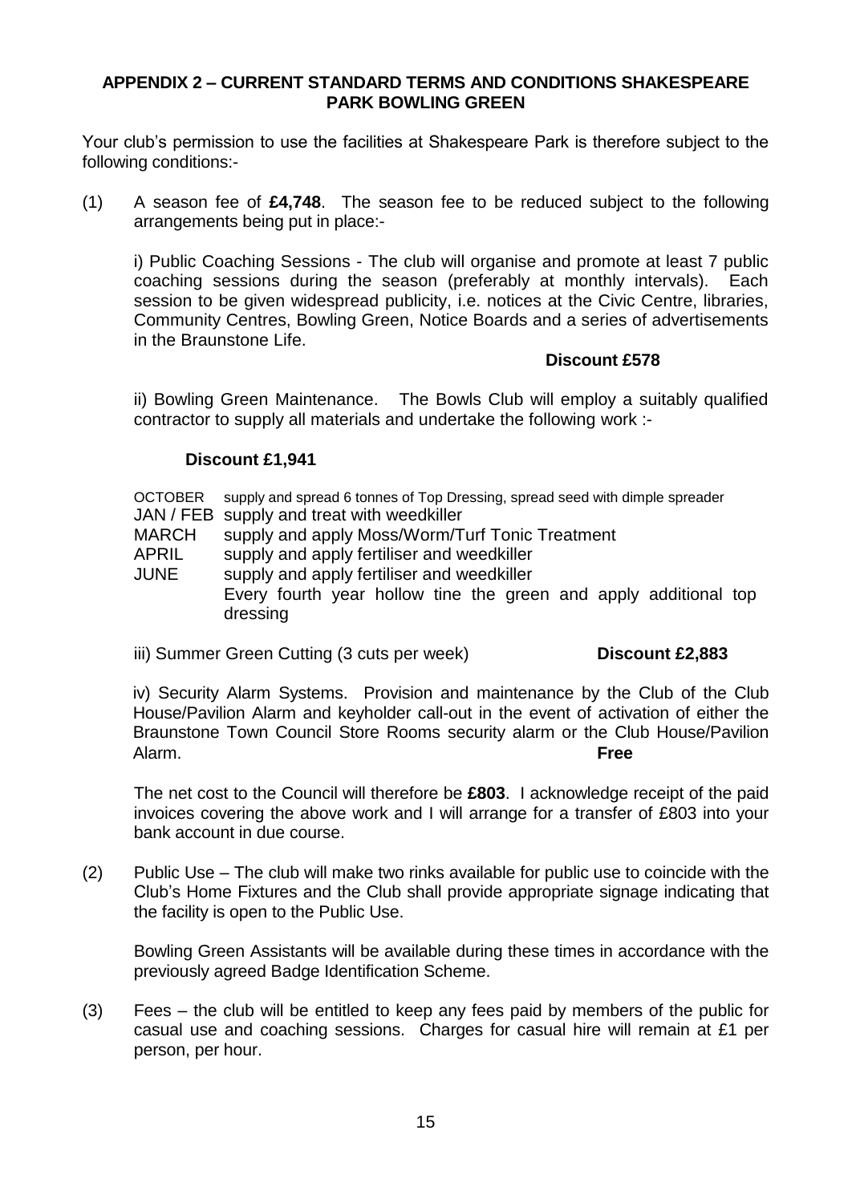**APPENDIX 2 – CURRENT STANDARD TERMS AND CONDITIONS SHAKESPEARE PARK BOWLING GREEN**

Your club's permission to use the facilities at Shakespeare Park is therefore subject to the following conditions:-

(1) A season fee of **£4,748**. The season fee to be reduced subject to the following arrangements being put in place:-

i) Public Coaching Sessions - The club will organise and promote at least 7 public coaching sessions during the season (preferably at monthly intervals). Each session to be given widespread publicity, i.e. notices at the Civic Centre, libraries, Community Centres, Bowling Green, Notice Boards and a series of advertisements in the Braunstone Life.

**Discount £578**

ii) Bowling Green Maintenance. The Bowls Club will employ a suitably qualified contractor to supply all materials and undertake the following work :-

**Discount £1,941**

| | |
|---|---|
| OCTOBER | supply and spread 6 tonnes of Top Dressing, spread seed with dimple spreader |
| JAN / FEB | supply and treat with weedkiller |
| MARCH | supply and apply Moss/Worm/Turf Tonic Treatment |
| APRIL | supply and apply fertiliser and weedkiller |
| JUNE | supply and apply fertiliser and weedkiller |
| | Every fourth year hollow tine the green and apply additional top dressing |

iii) Summer Green Cutting (3 cuts per week) **Discount £2,883**

iv) Security Alarm Systems. Provision and maintenance by the Club of the Club House/Pavilion Alarm and keyholder call-out in the event of activation of either the Braunstone Town Council Store Rooms security alarm or the Club House/Pavilion Alarm. **Free**

The net cost to the Council will therefore be **£803**. I acknowledge receipt of the paid invoices covering the above work and I will arrange for a transfer of £803 into your bank account in due course.

(2) Public Use – The club will make two rinks available for public use to coincide with the Club's Home Fixtures and the Club shall provide appropriate signage indicating that the facility is open to the Public Use.

Bowling Green Assistants will be available during these times in accordance with the previously agreed Badge Identification Scheme.

(3) Fees – the club will be entitled to keep any fees paid by members of the public for casual use and coaching sessions. Charges for casual hire will remain at £1 per person, per hour.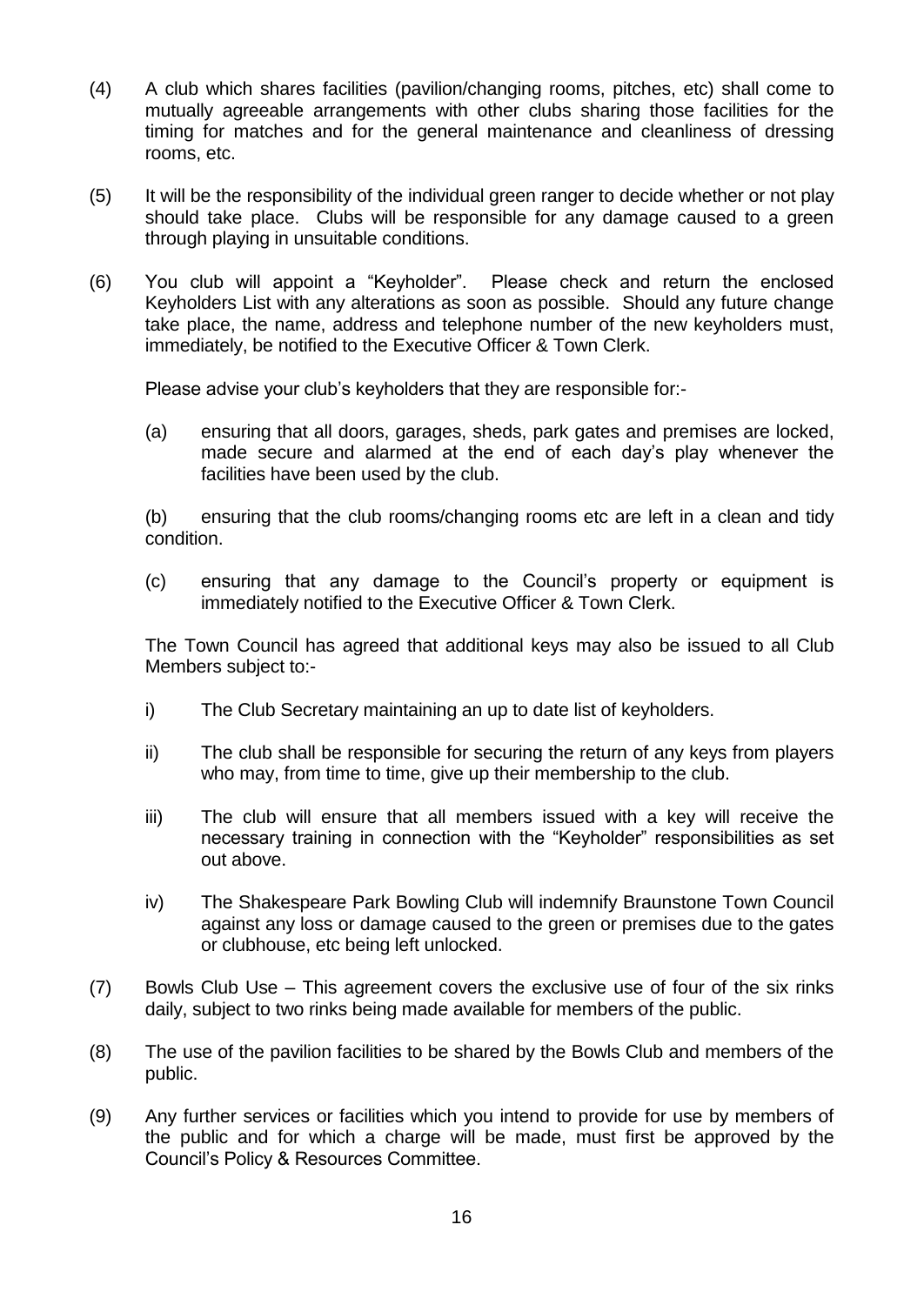(4) A club which shares facilities (pavilion/changing rooms, pitches, etc) shall come to mutually agreeable arrangements with other clubs sharing those facilities for the timing for matches and for the general maintenance and cleanliness of dressing rooms, etc.

(5) It will be the responsibility of the individual green ranger to decide whether or not play should take place. Clubs will be responsible for any damage caused to a green through playing in unsuitable conditions.

(6) You club will appoint a "Keyholder". Please check and return the enclosed Keyholders List with any alterations as soon as possible. Should any future change take place, the name, address and telephone number of the new keyholders must, immediately, be notified to the Executive Officer & Town Clerk.

Please advise your club's keyholders that they are responsible for:-

(a) ensuring that all doors, garages, sheds, park gates and premises are locked, made secure and alarmed at the end of each day's play whenever the facilities have been used by the club.

(b) ensuring that the club rooms/changing rooms etc are left in a clean and tidy condition.

(c) ensuring that any damage to the Council's property or equipment is immediately notified to the Executive Officer & Town Clerk.

The Town Council has agreed that additional keys may also be issued to all Club Members subject to:-

i) The Club Secretary maintaining an up to date list of keyholders.

ii) The club shall be responsible for securing the return of any keys from players who may, from time to time, give up their membership to the club.

iii) The club will ensure that all members issued with a key will receive the necessary training in connection with the "Keyholder" responsibilities as set out above.

iv) The Shakespeare Park Bowling Club will indemnify Braunstone Town Council against any loss or damage caused to the green or premises due to the gates or clubhouse, etc being left unlocked.

(7) Bowls Club Use – This agreement covers the exclusive use of four of the six rinks daily, subject to two rinks being made available for members of the public.

(8) The use of the pavilion facilities to be shared by the Bowls Club and members of the public.

(9) Any further services or facilities which you intend to provide for use by members of the public and for which a charge will be made, must first be approved by the Council's Policy & Resources Committee.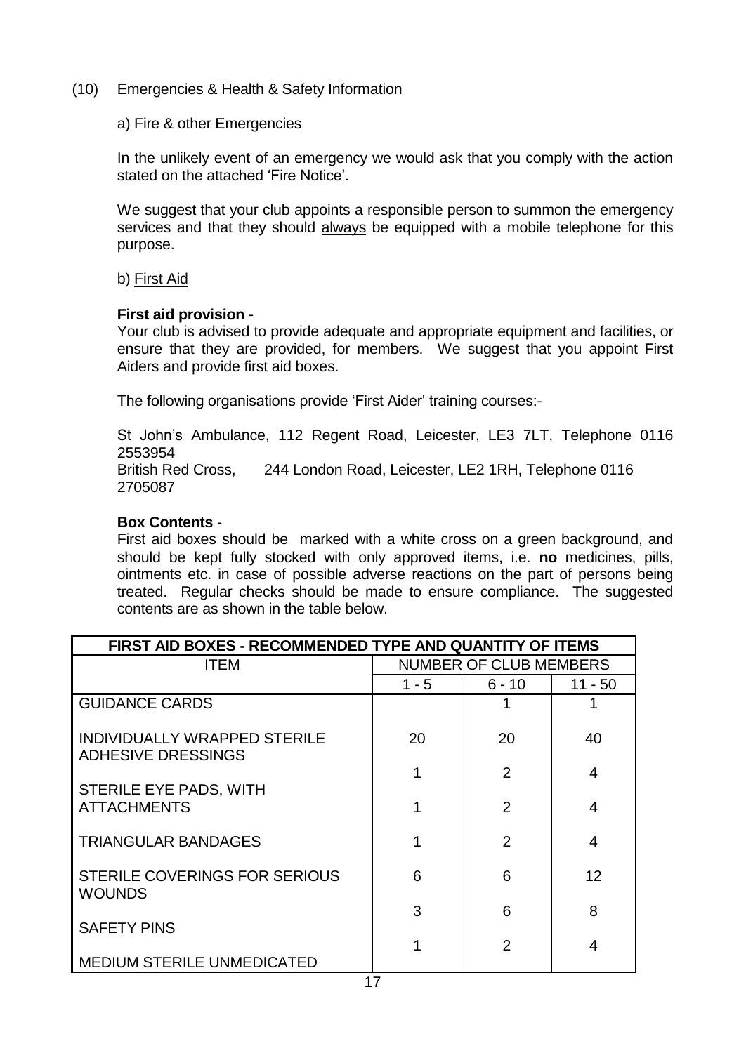(10) Emergencies & Health & Safety Information

a) Fire & other Emergencies

In the unlikely event of an emergency we would ask that you comply with the action stated on the attached 'Fire Notice'.

We suggest that your club appoints a responsible person to summon the emergency services and that they should always be equipped with a mobile telephone for this purpose.

b) First Aid

**First aid provision** -
Your club is advised to provide adequate and appropriate equipment and facilities, or ensure that they are provided, for members. We suggest that you appoint First Aiders and provide first aid boxes.

The following organisations provide 'First Aider' training courses:-

St John's Ambulance, 112 Regent Road, Leicester, LE3 7LT, Telephone 0116 2553954
British Red Cross, 244 London Road, Leicester, LE2 1RH, Telephone 0116 2705087

**Box Contents** -
First aid boxes should be marked with a white cross on a green background, and should be kept fully stocked with only approved items, i.e. **no** medicines, pills, ointments etc. in case of possible adverse reactions on the part of persons being treated. Regular checks should be made to ensure compliance. The suggested contents are as shown in the table below.

| FIRST AID BOXES - RECOMMENDED TYPE AND QUANTITY OF ITEMS | | | |
|---|---|---|---|
| ITEM | NUMBER OF CLUB MEMBERS | | |
| | 1 - 5 | 6 - 10 | 11 - 50 |
| GUIDANCE CARDS | | 1 | 1 |
| INDIVIDUALLY WRAPPED STERILE ADHESIVE DRESSINGS | 20 | 20 | 40 |
| | 1 | 2 | 4 |
| STERILE EYE PADS, WITH ATTACHMENTS | 1 | 2 | 4 |
| TRIANGULAR BANDAGES | 1 | 2 | 4 |
| STERILE COVERINGS FOR SERIOUS WOUNDS | 6 | 6 | 12 |
| | 3 | 6 | 8 |
| SAFETY PINS | | | |
| | 1 | 2 | 4 |
| MEDIUM STERILE UNMEDICATED | | | |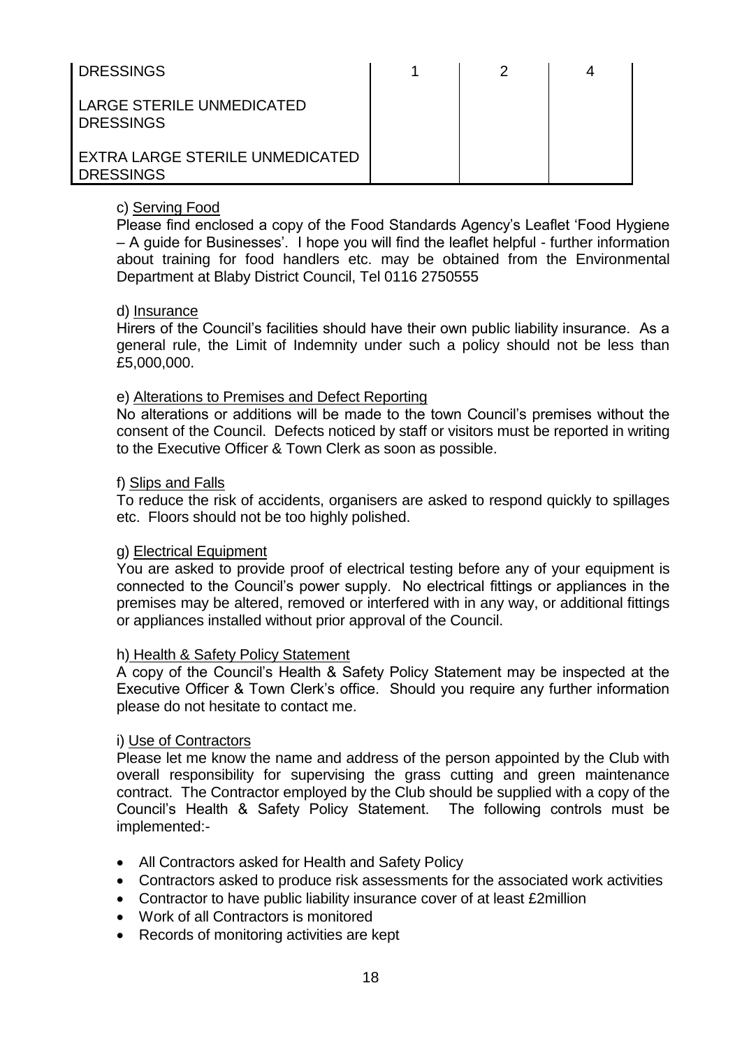| | | | |
|---|---|---|---|
| DRESSINGS | 1 | 2 | 4 |
| LARGE STERILE UNMEDICATED DRESSINGS | | | |
| EXTRA LARGE STERILE UNMEDICATED DRESSINGS | | | |

c) Serving Food

Please find enclosed a copy of the Food Standards Agency's Leaflet 'Food Hygiene – A guide for Businesses'. I hope you will find the leaflet helpful - further information about training for food handlers etc. may be obtained from the Environmental Department at Blaby District Council, Tel 0116 2750555

d) Insurance

Hirers of the Council's facilities should have their own public liability insurance. As a general rule, the Limit of Indemnity under such a policy should not be less than £5,000,000.

e) Alterations to Premises and Defect Reporting

No alterations or additions will be made to the town Council's premises without the consent of the Council. Defects noticed by staff or visitors must be reported in writing to the Executive Officer & Town Clerk as soon as possible.

f) Slips and Falls

To reduce the risk of accidents, organisers are asked to respond quickly to spillages etc. Floors should not be too highly polished.

g) Electrical Equipment

You are asked to provide proof of electrical testing before any of your equipment is connected to the Council's power supply. No electrical fittings or appliances in the premises may be altered, removed or interfered with in any way, or additional fittings or appliances installed without prior approval of the Council.

h) Health & Safety Policy Statement

A copy of the Council's Health & Safety Policy Statement may be inspected at the Executive Officer & Town Clerk's office. Should you require any further information please do not hesitate to contact me.

i) Use of Contractors

Please let me know the name and address of the person appointed by the Club with overall responsibility for supervising the grass cutting and green maintenance contract. The Contractor employed by the Club should be supplied with a copy of the Council's Health & Safety Policy Statement. The following controls must be implemented:-

- All Contractors asked for Health and Safety Policy
- Contractors asked to produce risk assessments for the associated work activities
- Contractor to have public liability insurance cover of at least £2million
- Work of all Contractors is monitored
- Records of monitoring activities are kept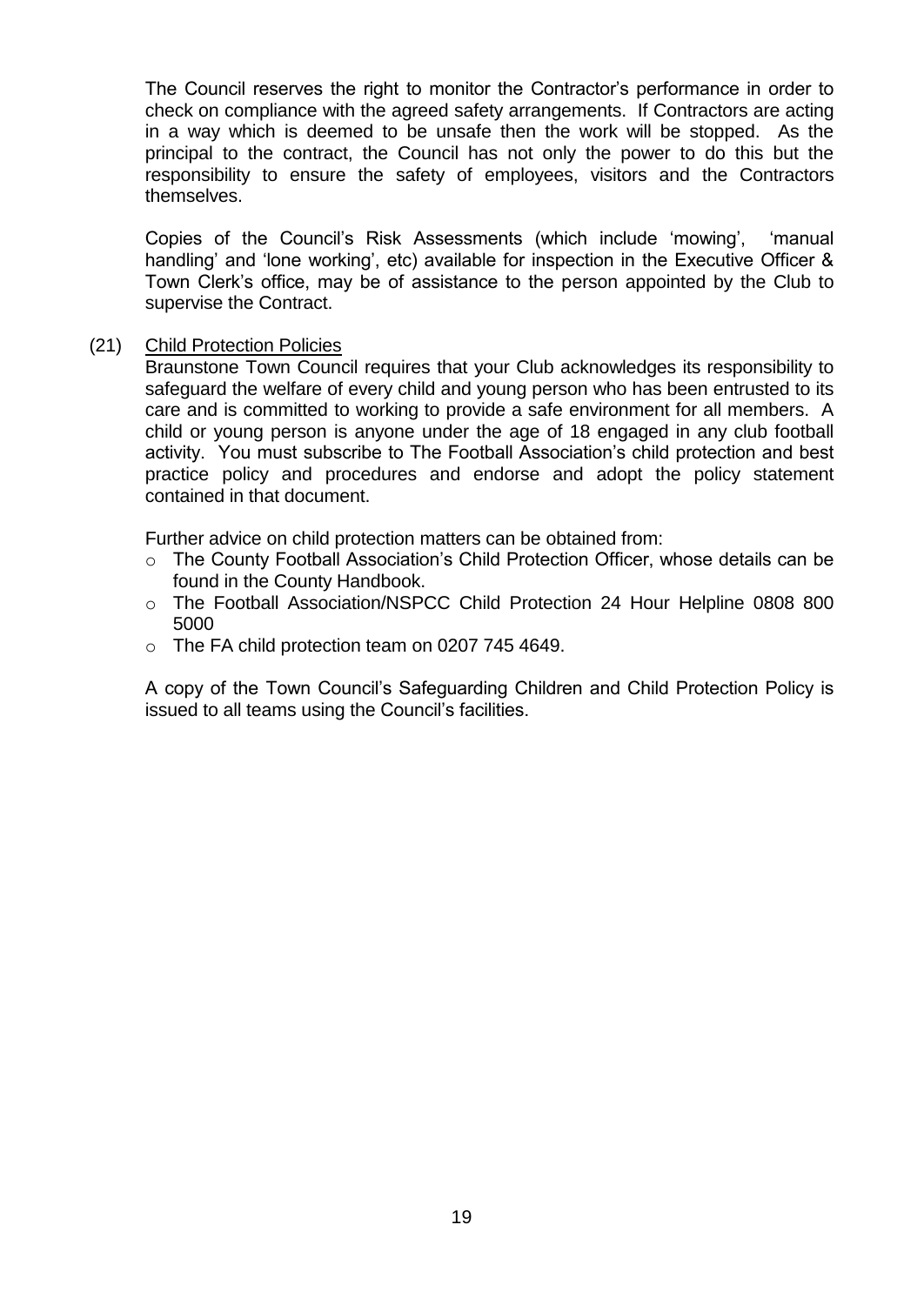The Council reserves the right to monitor the Contractor's performance in order to check on compliance with the agreed safety arrangements. If Contractors are acting in a way which is deemed to be unsafe then the work will be stopped. As the principal to the contract, the Council has not only the power to do this but the responsibility to ensure the safety of employees, visitors and the Contractors themselves.

Copies of the Council's Risk Assessments (which include 'mowing', 'manual handling' and 'lone working', etc) available for inspection in the Executive Officer & Town Clerk's office, may be of assistance to the person appointed by the Club to supervise the Contract.

(21) <u>Child Protection Policies</u>

Braunstone Town Council requires that your Club acknowledges its responsibility to safeguard the welfare of every child and young person who has been entrusted to its care and is committed to working to provide a safe environment for all members. A child or young person is anyone under the age of 18 engaged in any club football activity. You must subscribe to The Football Association's child protection and best practice policy and procedures and endorse and adopt the policy statement contained in that document.

Further advice on child protection matters can be obtained from:

- The County Football Association's Child Protection Officer, whose details can be found in the County Handbook.
- The Football Association/NSPCC Child Protection 24 Hour Helpline 0808 800 5000
- The FA child protection team on 0207 745 4649.

A copy of the Town Council's Safeguarding Children and Child Protection Policy is issued to all teams using the Council's facilities.